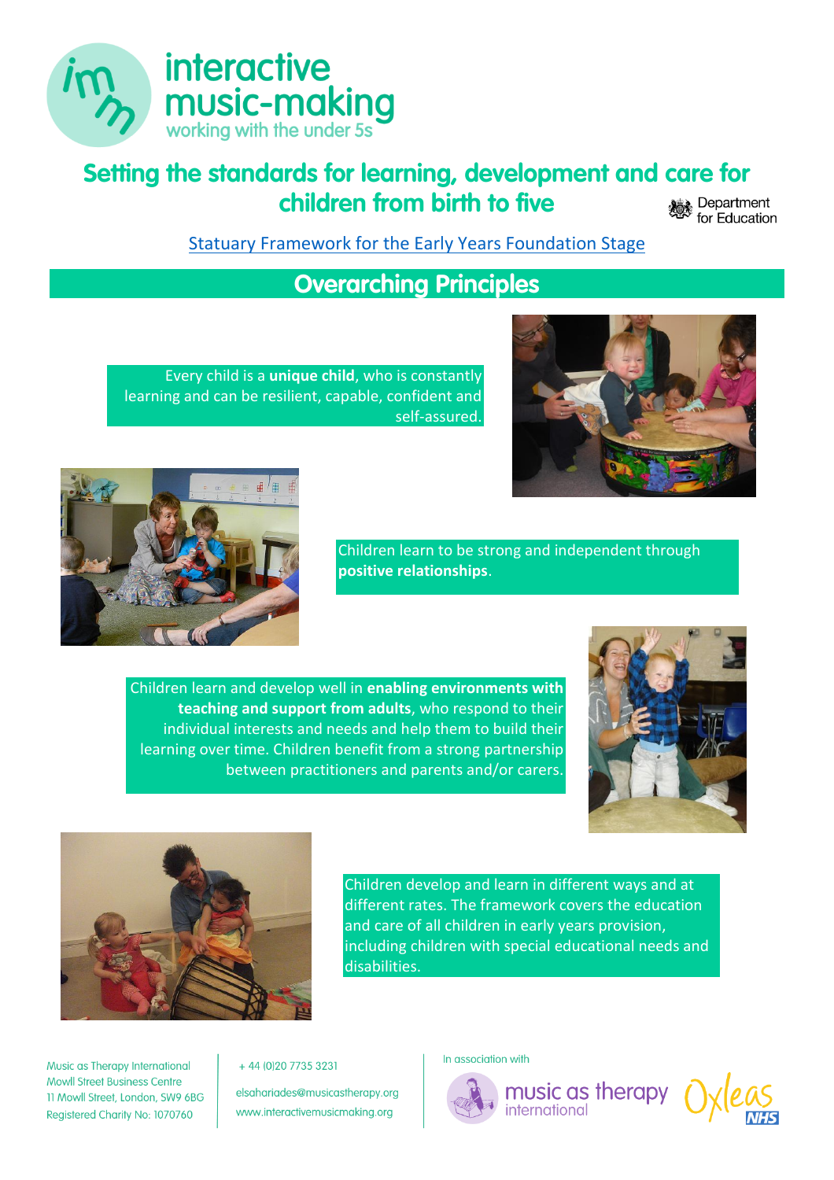# interactive music-making

working with the under 5s

## Setting the standards for learning, development and care for children from birth to five

Department for Education

Statuary Framework for the Early Years Foundation Stage

## Overarching Principles

Every child is a **unique child**, who is constantly learning and can be resilient, capable, confident and self-assured.

Children learn to be strong and independent through **positive relationships**.

Children learn and develop well in **enabling environments with teaching and support from adults**, who respond to their individual interests and needs and help them to build their learning over time. Children benefit from a strong partnership between practitioners and parents and/or carers.

Children develop and learn in different ways and at different rates. The framework covers the education and care of all children in early years provision, including children with special educational needs and disabilities.

Music as Therapy International
Mowll Street Business Centre
11 Mowll Street, London, SW9 6BG
Registered Charity No: 1070760

+ 44 (0)20 7735 3231

elsahariades@musicastherapy.org
www.interactivemusicmaking.org

In association with

music as therapy international

Oxleas NHS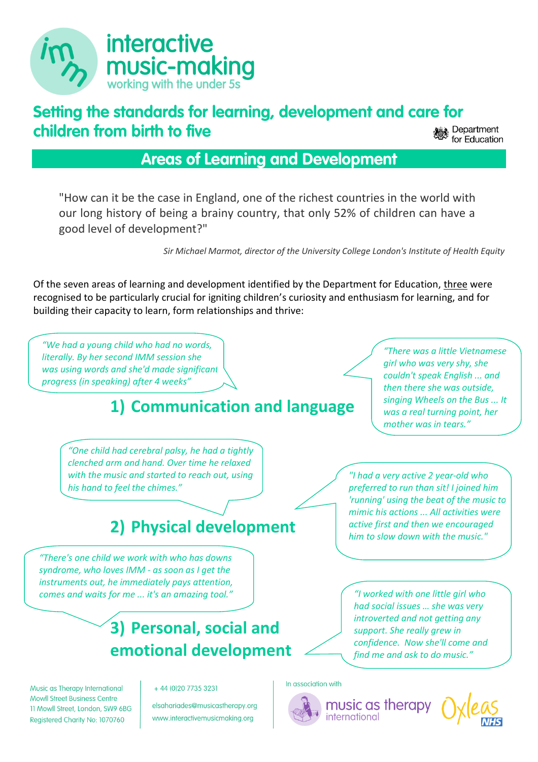# interactive music-making

working with the under 5s

## Setting the standards for learning, development and care for children from birth to five

Department for Education

## Areas of Learning and Development

"How can it be the case in England, one of the richest countries in the world with our long history of being a brainy country, that only 52% of children can have a good level of development?"

*Sir Michael Marmot, director of the University College London's Institute of Health Equity*

Of the seven areas of learning and development identified by the Department for Education, <u>three</u> were recognised to be particularly crucial for igniting children's curiosity and enthusiasm for learning, and for building their capacity to learn, form relationships and thrive:

### 1) Communication and language

*"We had a young child who had no words, literally. By her second IMM session she was using words and she'd made significant progress (in speaking) after 4 weeks"*

*"There was a little Vietnamese girl who was very shy, she couldn't speak English ... and then there she was outside, singing Wheels on the Bus ... It was a real turning point, her mother was in tears."*

### 2) Physical development

*"One child had cerebral palsy, he had a tightly clenched arm and hand. Over time he relaxed with the music and started to reach out, using his hand to feel the chimes."*

*"I had a very active 2 year-old who preferred to run than sit! I joined him 'running' using the beat of the music to mimic his actions ... All activities were active first and then we encouraged him to slow down with the music."*

### 3) Personal, social and emotional development

*"There's one child we work with who has downs syndrome, who loves IMM - as soon as I get the instruments out, he immediately pays attention, comes and waits for me ... it's an amazing tool."*

*"I worked with one little girl who had social issues ... she was very introverted and not getting any support. She really grew in confidence. Now she'll come and find me and ask to do music."*

Music as Therapy International
Mowll Street Business Centre
11 Mowll Street, London, SW9 6BG
Registered Charity No: 1070760

+ 44 (0)20 7735 3231

elsahariades@musicastherapy.org
www.interactivemusicmaking.org

In association with music as therapy international, Oxleas NHS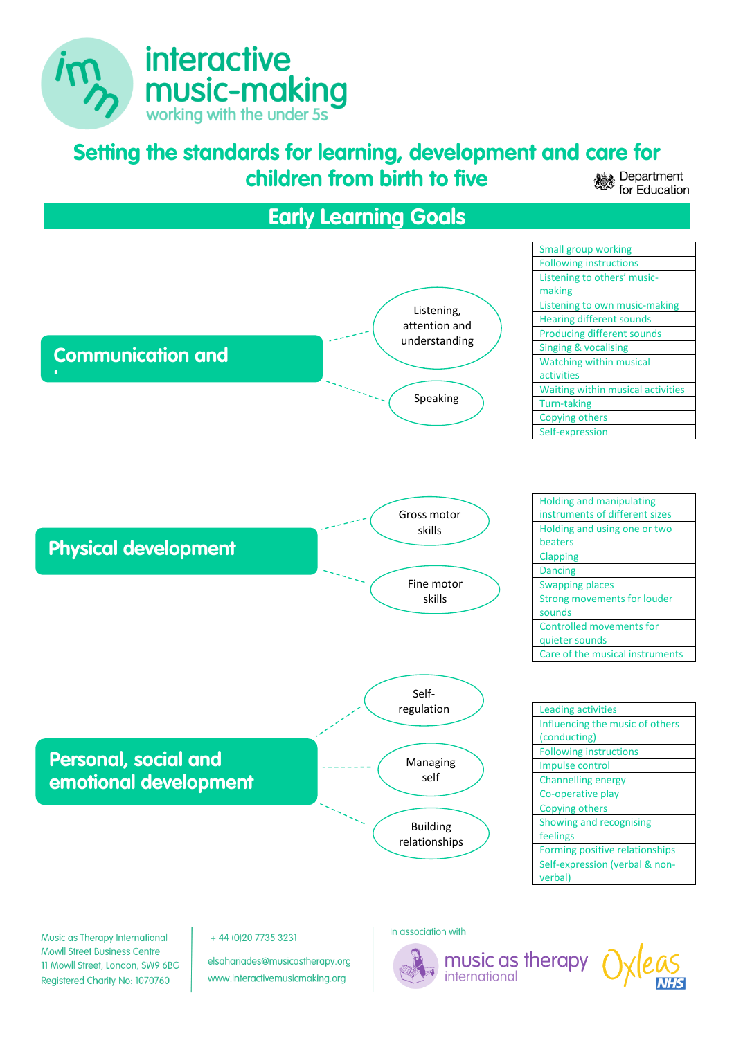# interactive music-making

working with the under 5s

## Setting the standards for learning, development and care for children from birth to five

Department for Education

## Early Learning Goals

### Communication and '

- Listening, attention and understanding
- Speaking

| |
|---|
| Small group working |
| Following instructions |
| Listening to others' music-making |
| Listening to own music-making |
| Hearing different sounds |
| Producing different sounds |
| Singing & vocalising |
| Watching within musical activities |
| Waiting within musical activities |
| Turn-taking |
| Copying others |
| Self-expression |

### Physical development

- Gross motor skills
- Fine motor skills

| |
|---|
| Holding and manipulating instruments of different sizes |
| Holding and using one or two beaters |
| Clapping |
| Dancing |
| Swapping places |
| Strong movements for louder sounds |
| Controlled movements for quieter sounds |
| Care of the musical instruments |

### Personal, social and emotional development

- Self-regulation
- Managing self
- Building relationships

| |
|---|
| Leading activities |
| Influencing the music of others (conducting) |
| Following instructions |
| Impulse control |
| Channelling energy |
| Co-operative play |
| Copying others |
| Showing and recognising feelings |
| Forming positive relationships |
| Self-expression (verbal & non-verbal) |

Music as Therapy International
Mowll Street Business Centre
11 Mowll Street, London, SW9 6BG
Registered Charity No: 1070760

+ 44 (0)20 7735 3231

elsahariades@musicastherapy.org
www.interactivemusicmaking.org

In association with

music as therapy international

Oxleas NHS